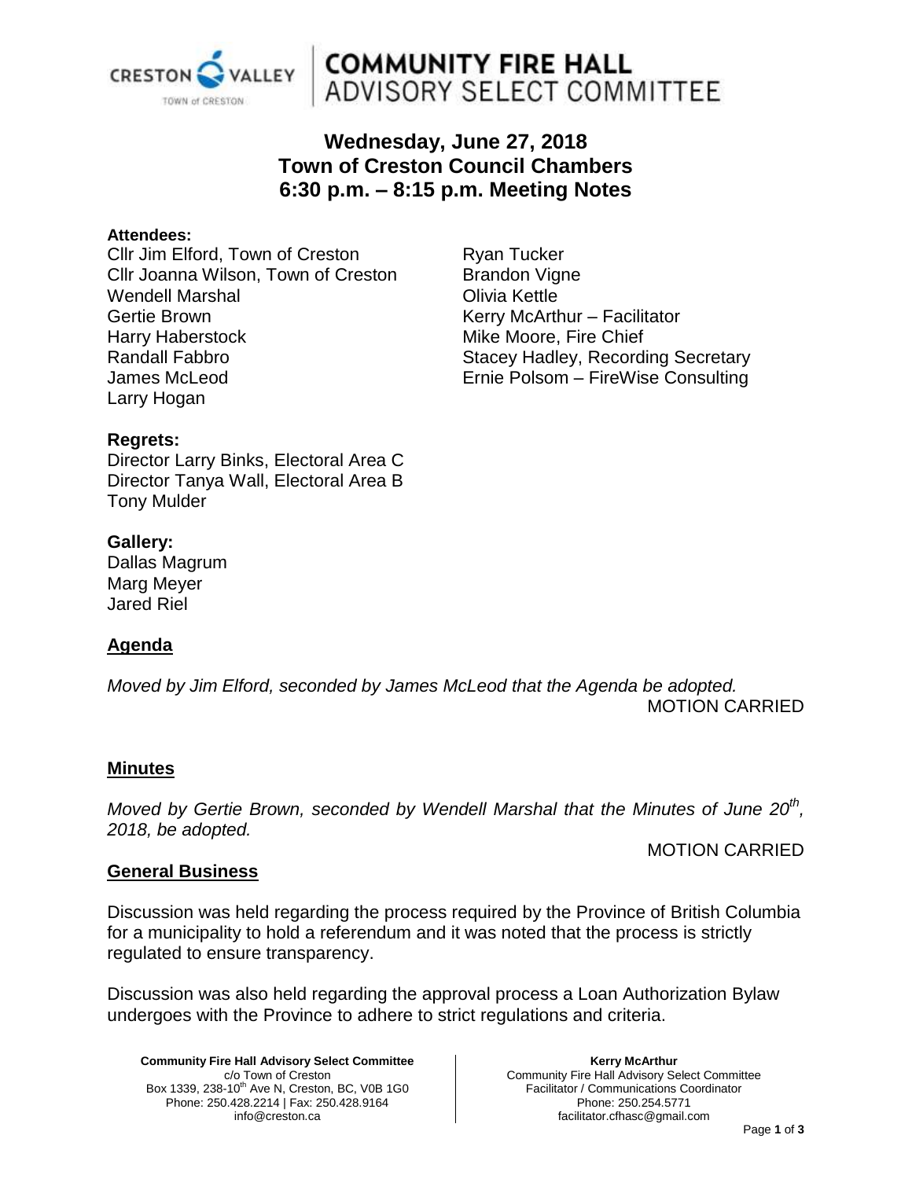# COMMUNITY FIRE HALL ADVISORY SELECT COMMITTEE

## Wednesday, June 27, 2018
## Town of Creston Council Chambers
## 6:30 p.m. – 8:15 p.m. Meeting Notes

**Attendees:**

Cllr Jim Elford, Town of Creston
Cllr Joanna Wilson, Town of Creston
Wendell Marshal
Gertie Brown
Harry Haberstock
Randall Fabbro
James McLeod
Larry Hogan
Ryan Tucker
Brandon Vigne
Olivia Kettle
Kerry McArthur – Facilitator
Mike Moore, Fire Chief
Stacey Hadley, Recording Secretary
Ernie Polsom – FireWise Consulting

**Regrets:**

Director Larry Binks, Electoral Area C
Director Tanya Wall, Electoral Area B
Tony Mulder

**Gallery:**

Dallas Magrum
Marg Meyer
Jared Riel

**Agenda**

*Moved by Jim Elford, seconded by James McLeod that the Agenda be adopted.*

MOTION CARRIED

**Minutes**

*Moved by Gertie Brown, seconded by Wendell Marshal that the Minutes of June 20th, 2018, be adopted.*

MOTION CARRIED

**General Business**

Discussion was held regarding the process required by the Province of British Columbia for a municipality to hold a referendum and it was noted that the process is strictly regulated to ensure transparency.

Discussion was also held regarding the approval process a Loan Authorization Bylaw undergoes with the Province to adhere to strict regulations and criteria.

**Community Fire Hall Advisory Select Committee**
c/o Town of Creston
Box 1339, 238-10th Ave N, Creston, BC, V0B 1G0
Phone: 250.428.2214 | Fax: 250.428.9164
info@creston.ca

**Kerry McArthur**
Community Fire Hall Advisory Select Committee
Facilitator / Communications Coordinator
Phone: 250.254.5771
facilitator.cfhasc@gmail.com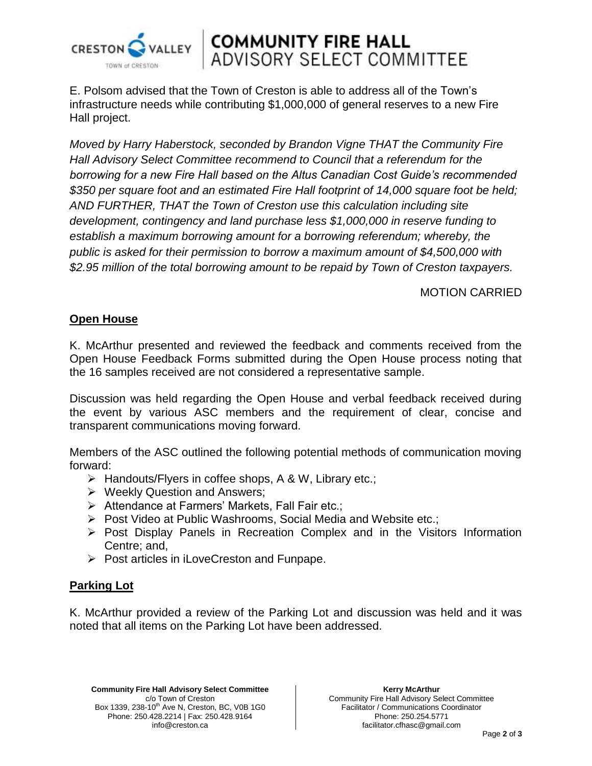E. Polsom advised that the Town of Creston is able to address all of the Town's infrastructure needs while contributing $1,000,000 of general reserves to a new Fire Hall project.

*Moved by Harry Haberstock, seconded by Brandon Vigne THAT the Community Fire Hall Advisory Select Committee recommend to Council that a referendum for the borrowing for a new Fire Hall based on the Altus Canadian Cost Guide's recommended $350 per square foot and an estimated Fire Hall footprint of 14,000 square foot be held; AND FURTHER, THAT the Town of Creston use this calculation including site development, contingency and land purchase less $1,000,000 in reserve funding to establish a maximum borrowing amount for a borrowing referendum; whereby, the public is asked for their permission to borrow a maximum amount of $4,500,000 with $2.95 million of the total borrowing amount to be repaid by Town of Creston taxpayers.*

MOTION CARRIED

## Open House

K. McArthur presented and reviewed the feedback and comments received from the Open House Feedback Forms submitted during the Open House process noting that the 16 samples received are not considered a representative sample.

Discussion was held regarding the Open House and verbal feedback received during the event by various ASC members and the requirement of clear, concise and transparent communications moving forward.

Members of the ASC outlined the following potential methods of communication moving forward:

- Handouts/Flyers in coffee shops, A & W, Library etc.;
- Weekly Question and Answers;
- Attendance at Farmers' Markets, Fall Fair etc.;
- Post Video at Public Washrooms, Social Media and Website etc.;
- Post Display Panels in Recreation Complex and in the Visitors Information Centre; and,
- Post articles in iLoveCreston and Funpape.

## Parking Lot

K. McArthur provided a review of the Parking Lot and discussion was held and it was noted that all items on the Parking Lot have been addressed.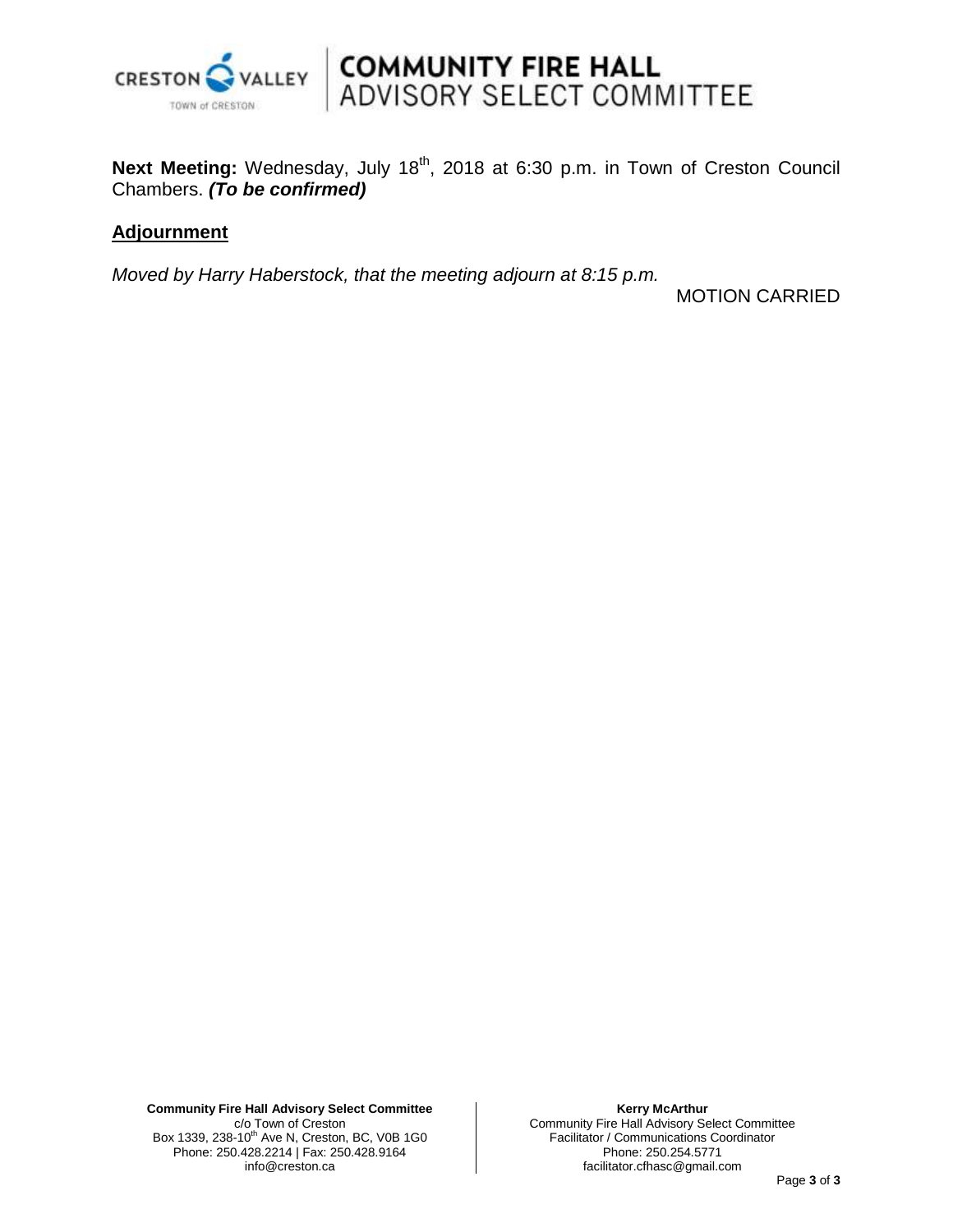**Next Meeting:** Wednesday, July 18th, 2018 at 6:30 p.m. in Town of Creston Council Chambers. ***(To be confirmed)***

## Adjournment

*Moved by Harry Haberstock, that the meeting adjourn at 8:15 p.m.*

MOTION CARRIED